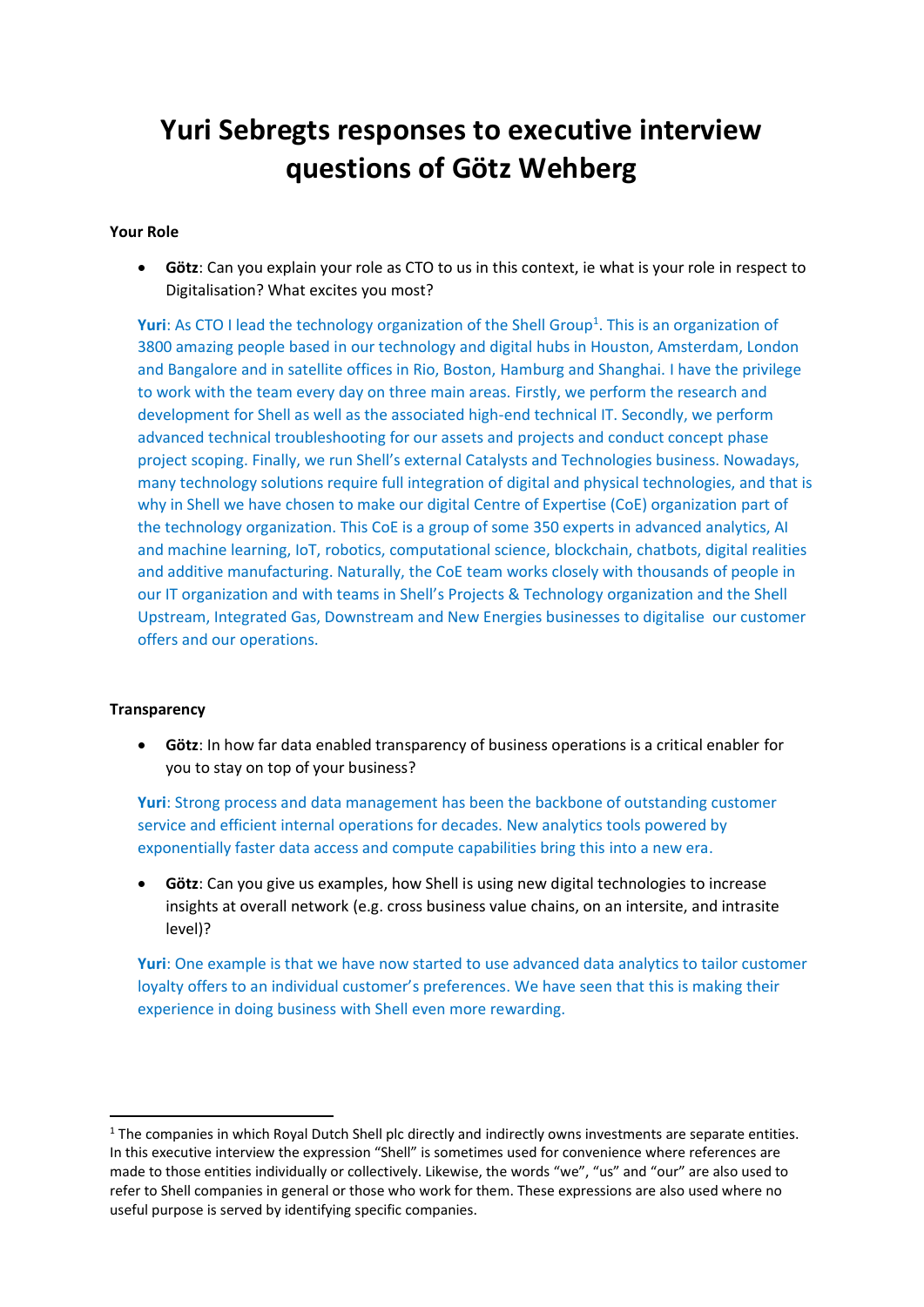# Yuri Sebregts responses to executive interview questions of Götz Wehberg

### Your Role

- **Götz**: Can you explain your role as CTO to us in this context, ie what is your role in respect to Digitalisation? What excites you most?

**Yuri**: As CTO I lead the technology organization of the Shell Group[1]. This is an organization of 3800 amazing people based in our technology and digital hubs in Houston, Amsterdam, London and Bangalore and in satellite offices in Rio, Boston, Hamburg and Shanghai. I have the privilege to work with the team every day on three main areas. Firstly, we perform the research and development for Shell as well as the associated high-end technical IT. Secondly, we perform advanced technical troubleshooting for our assets and projects and conduct concept phase project scoping. Finally, we run Shell's external Catalysts and Technologies business. Nowadays, many technology solutions require full integration of digital and physical technologies, and that is why in Shell we have chosen to make our digital Centre of Expertise (CoE) organization part of the technology organization. This CoE is a group of some 350 experts in advanced analytics, AI and machine learning, IoT, robotics, computational science, blockchain, chatbots, digital realities and additive manufacturing. Naturally, the CoE team works closely with thousands of people in our IT organization and with teams in Shell's Projects & Technology organization and the Shell Upstream, Integrated Gas, Downstream and New Energies businesses to digitalise our customer offers and our operations.

### Transparency

- **Götz**: In how far data enabled transparency of business operations is a critical enabler for you to stay on top of your business?

**Yuri**: Strong process and data management has been the backbone of outstanding customer service and efficient internal operations for decades. New analytics tools powered by exponentially faster data access and compute capabilities bring this into a new era.

- **Götz**: Can you give us examples, how Shell is using new digital technologies to increase insights at overall network (e.g. cross business value chains, on an intersite, and intrasite level)?

**Yuri**: One example is that we have now started to use advanced data analytics to tailor customer loyalty offers to an individual customer's preferences. We have seen that this is making their experience in doing business with Shell even more rewarding.

---

[1] The companies in which Royal Dutch Shell plc directly and indirectly owns investments are separate entities. In this executive interview the expression "Shell" is sometimes used for convenience where references are made to those entities individually or collectively. Likewise, the words "we", "us" and "our" are also used to refer to Shell companies in general or those who work for them. These expressions are also used where no useful purpose is served by identifying specific companies.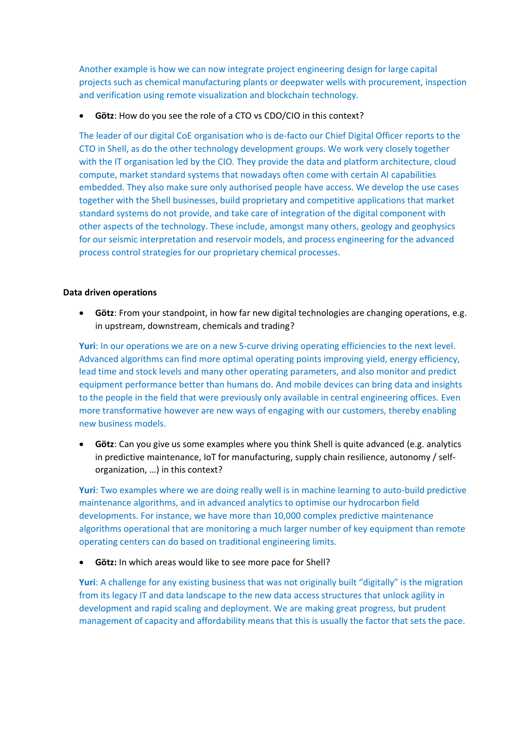Another example is how we can now integrate project engineering design for large capital projects such as chemical manufacturing plants or deepwater wells with procurement, inspection and verification using remote visualization and blockchain technology.

- **Götz**: How do you see the role of a CTO vs CDO/CIO in this context?

The leader of our digital CoE organisation who is de-facto our Chief Digital Officer reports to the CTO in Shell, as do the other technology development groups. We work very closely together with the IT organisation led by the CIO. They provide the data and platform architecture, cloud compute, market standard systems that nowadays often come with certain AI capabilities embedded. They also make sure only authorised people have access. We develop the use cases together with the Shell businesses, build proprietary and competitive applications that market standard systems do not provide, and take care of integration of the digital component with other aspects of the technology. These include, amongst many others, geology and geophysics for our seismic interpretation and reservoir models, and process engineering for the advanced process control strategies for our proprietary chemical processes.

**Data driven operations**

- **Götz**: From your standpoint, in how far new digital technologies are changing operations, e.g. in upstream, downstream, chemicals and trading?

**Yuri**: In our operations we are on a new S-curve driving operating efficiencies to the next level. Advanced algorithms can find more optimal operating points improving yield, energy efficiency, lead time and stock levels and many other operating parameters, and also monitor and predict equipment performance better than humans do. And mobile devices can bring data and insights to the people in the field that were previously only available in central engineering offices. Even more transformative however are new ways of engaging with our customers, thereby enabling new business models.

- **Götz**: Can you give us some examples where you think Shell is quite advanced (e.g. analytics in predictive maintenance, IoT for manufacturing, supply chain resilience, autonomy / self-organization, …) in this context?

**Yuri**: Two examples where we are doing really well is in machine learning to auto-build predictive maintenance algorithms, and in advanced analytics to optimise our hydrocarbon field developments. For instance, we have more than 10,000 complex predictive maintenance algorithms operational that are monitoring a much larger number of key equipment than remote operating centers can do based on traditional engineering limits.

- **Götz:** In which areas would like to see more pace for Shell?

**Yuri**: A challenge for any existing business that was not originally built "digitally" is the migration from its legacy IT and data landscape to the new data access structures that unlock agility in development and rapid scaling and deployment. We are making great progress, but prudent management of capacity and affordability means that this is usually the factor that sets the pace.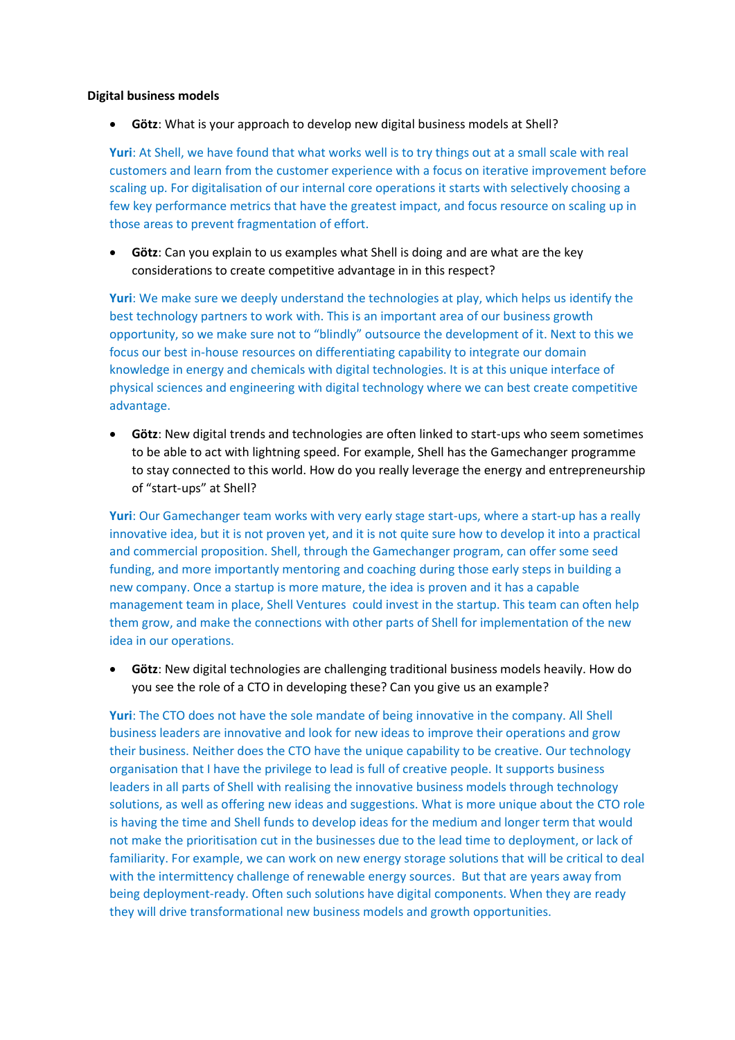**Digital business models**

- **Götz**: What is your approach to develop new digital business models at Shell?

**Yuri**: At Shell, we have found that what works well is to try things out at a small scale with real customers and learn from the customer experience with a focus on iterative improvement before scaling up. For digitalisation of our internal core operations it starts with selectively choosing a few key performance metrics that have the greatest impact, and focus resource on scaling up in those areas to prevent fragmentation of effort.

- **Götz**: Can you explain to us examples what Shell is doing and are what are the key considerations to create competitive advantage in in this respect?

**Yuri**: We make sure we deeply understand the technologies at play, which helps us identify the best technology partners to work with. This is an important area of our business growth opportunity, so we make sure not to "blindly" outsource the development of it. Next to this we focus our best in-house resources on differentiating capability to integrate our domain knowledge in energy and chemicals with digital technologies. It is at this unique interface of physical sciences and engineering with digital technology where we can best create competitive advantage.

- **Götz**: New digital trends and technologies are often linked to start-ups who seem sometimes to be able to act with lightning speed. For example, Shell has the Gamechanger programme to stay connected to this world. How do you really leverage the energy and entrepreneurship of "start-ups" at Shell?

**Yuri**: Our Gamechanger team works with very early stage start-ups, where a start-up has a really innovative idea, but it is not proven yet, and it is not quite sure how to develop it into a practical and commercial proposition. Shell, through the Gamechanger program, can offer some seed funding, and more importantly mentoring and coaching during those early steps in building a new company. Once a startup is more mature, the idea is proven and it has a capable management team in place, Shell Ventures could invest in the startup. This team can often help them grow, and make the connections with other parts of Shell for implementation of the new idea in our operations.

- **Götz**: New digital technologies are challenging traditional business models heavily. How do you see the role of a CTO in developing these? Can you give us an example?

**Yuri**: The CTO does not have the sole mandate of being innovative in the company. All Shell business leaders are innovative and look for new ideas to improve their operations and grow their business. Neither does the CTO have the unique capability to be creative. Our technology organisation that I have the privilege to lead is full of creative people. It supports business leaders in all parts of Shell with realising the innovative business models through technology solutions, as well as offering new ideas and suggestions. What is more unique about the CTO role is having the time and Shell funds to develop ideas for the medium and longer term that would not make the prioritisation cut in the businesses due to the lead time to deployment, or lack of familiarity. For example, we can work on new energy storage solutions that will be critical to deal with the intermittency challenge of renewable energy sources. But that are years away from being deployment-ready. Often such solutions have digital components. When they are ready they will drive transformational new business models and growth opportunities.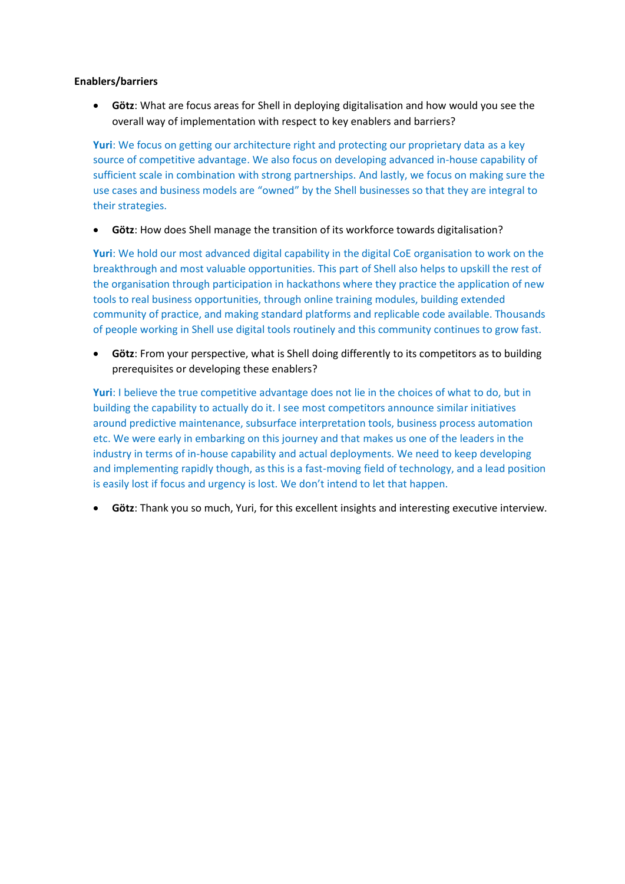**Enablers/barriers**

- **Götz**: What are focus areas for Shell in deploying digitalisation and how would you see the overall way of implementation with respect to key enablers and barriers?

**Yuri**: We focus on getting our architecture right and protecting our proprietary data as a key source of competitive advantage. We also focus on developing advanced in-house capability of sufficient scale in combination with strong partnerships. And lastly, we focus on making sure the use cases and business models are "owned" by the Shell businesses so that they are integral to their strategies.

- **Götz**: How does Shell manage the transition of its workforce towards digitalisation?

**Yuri**: We hold our most advanced digital capability in the digital CoE organisation to work on the breakthrough and most valuable opportunities. This part of Shell also helps to upskill the rest of the organisation through participation in hackathons where they practice the application of new tools to real business opportunities, through online training modules, building extended community of practice, and making standard platforms and replicable code available. Thousands of people working in Shell use digital tools routinely and this community continues to grow fast.

- **Götz**: From your perspective, what is Shell doing differently to its competitors as to building prerequisites or developing these enablers?

**Yuri**: I believe the true competitive advantage does not lie in the choices of what to do, but in building the capability to actually do it. I see most competitors announce similar initiatives around predictive maintenance, subsurface interpretation tools, business process automation etc. We were early in embarking on this journey and that makes us one of the leaders in the industry in terms of in-house capability and actual deployments. We need to keep developing and implementing rapidly though, as this is a fast-moving field of technology, and a lead position is easily lost if focus and urgency is lost. We don't intend to let that happen.

- **Götz**: Thank you so much, Yuri, for this excellent insights and interesting executive interview.